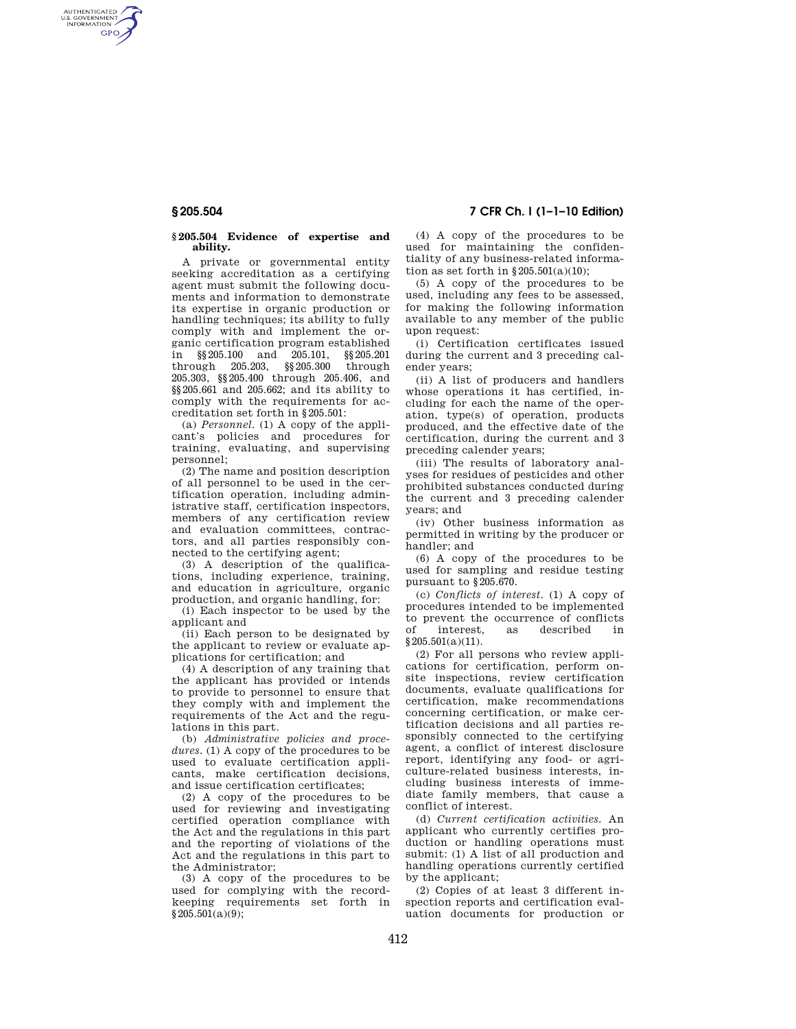## § 205.504 Evidence of expertise and ability.

A private or governmental entity seeking accreditation as a certifying agent must submit the following documents and information to demonstrate its expertise in organic production or handling techniques; its ability to fully comply with and implement the organic certification program established in §§ 205.100 and 205.101, §§ 205.201 through 205.203, §§ 205.300 through 205.303, §§ 205.400 through 205.406, and §§ 205.661 and 205.662; and its ability to comply with the requirements for accreditation set forth in § 205.501:

(a) *Personnel.* (1) A copy of the applicant's policies and procedures for training, evaluating, and supervising personnel;

(2) The name and position description of all personnel to be used in the certification operation, including administrative staff, certification inspectors, members of any certification review and evaluation committees, contractors, and all parties responsibly connected to the certifying agent;

(3) A description of the qualifications, including experience, training, and education in agriculture, organic production, and organic handling, for:

(i) Each inspector to be used by the applicant and

(ii) Each person to be designated by the applicant to review or evaluate applications for certification; and

(4) A description of any training that the applicant has provided or intends to provide to personnel to ensure that they comply with and implement the requirements of the Act and the regulations in this part.

(b) *Administrative policies and procedures.* (1) A copy of the procedures to be used to evaluate certification applicants, make certification decisions, and issue certification certificates;

(2) A copy of the procedures to be used for reviewing and investigating certified operation compliance with the Act and the regulations in this part and the reporting of violations of the Act and the regulations in this part to the Administrator;

(3) A copy of the procedures to be used for complying with the recordkeeping requirements set forth in § 205.501(a)(9);

(4) A copy of the procedures to be used for maintaining the confidentiality of any business-related information as set forth in § 205.501(a)(10);

(5) A copy of the procedures to be used, including any fees to be assessed, for making the following information available to any member of the public upon request:

(i) Certification certificates issued during the current and 3 preceding calender years;

(ii) A list of producers and handlers whose operations it has certified, including for each the name of the operation, type(s) of operation, products produced, and the effective date of the certification, during the current and 3 preceding calender years;

(iii) The results of laboratory analyses for residues of pesticides and other prohibited substances conducted during the current and 3 preceding calender years; and

(iv) Other business information as permitted in writing by the producer or handler; and

(6) A copy of the procedures to be used for sampling and residue testing pursuant to § 205.670.

(c) *Conflicts of interest.* (1) A copy of procedures intended to be implemented to prevent the occurrence of conflicts of interest, as described in § 205.501(a)(11).

(2) For all persons who review applications for certification, perform on-site inspections, review certification documents, evaluate qualifications for certification, make recommendations concerning certification, or make certification decisions and all parties responsibly connected to the certifying agent, a conflict of interest disclosure report, identifying any food- or agriculture-related business interests, including business interests of immediate family members, that cause a conflict of interest.

(d) *Current certification activities.* An applicant who currently certifies production or handling operations must submit: (1) A list of all production and handling operations currently certified by the applicant;

(2) Copies of at least 3 different inspection reports and certification evaluation documents for production or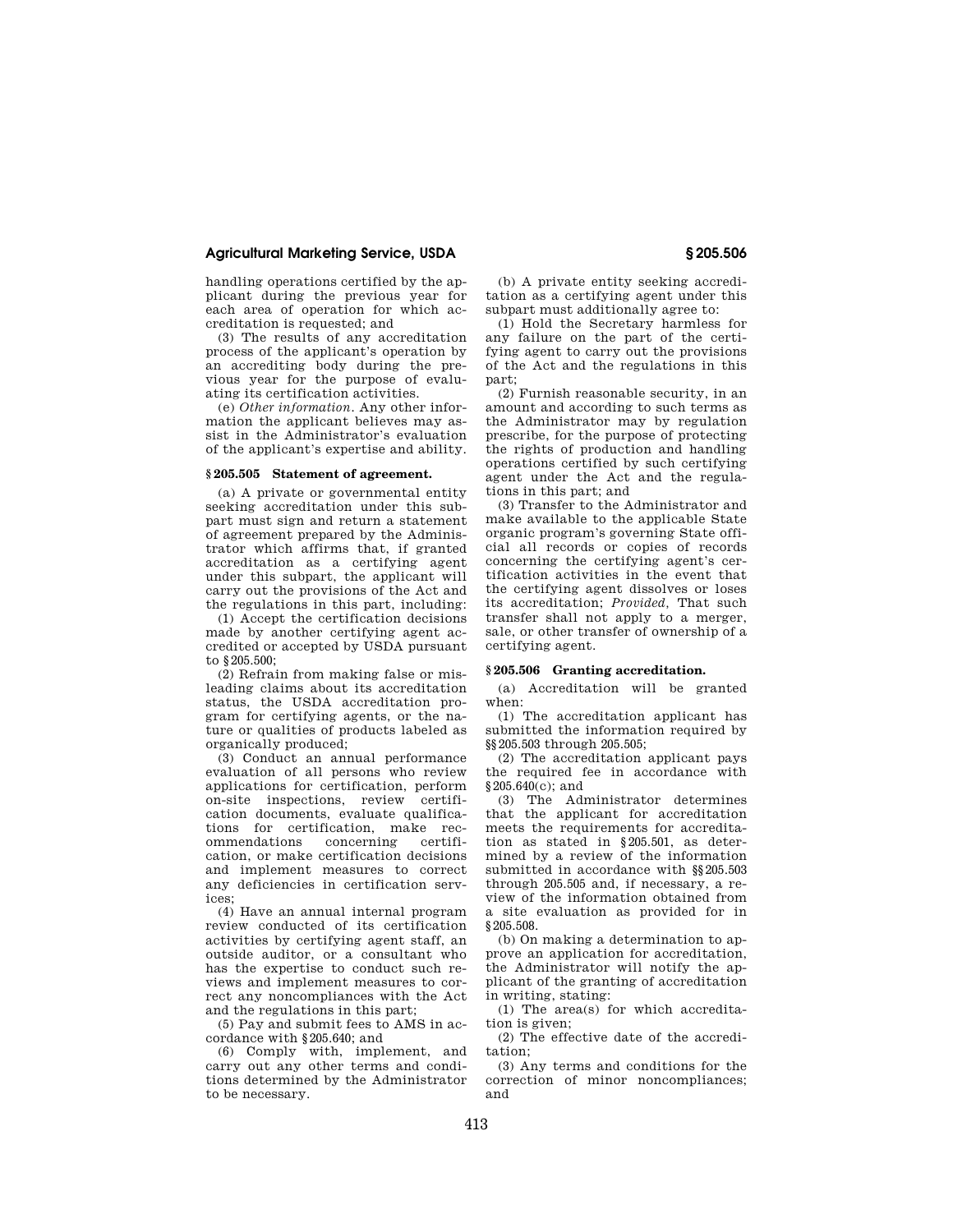handling operations certified by the applicant during the previous year for each area of operation for which accreditation is requested; and

(3) The results of any accreditation process of the applicant's operation by an accrediting body during the previous year for the purpose of evaluating its certification activities.

(e) *Other information*. Any other information the applicant believes may assist in the Administrator's evaluation of the applicant's expertise and ability.

### § 205.505 Statement of agreement.

(a) A private or governmental entity seeking accreditation under this subpart must sign and return a statement of agreement prepared by the Administrator which affirms that, if granted accreditation as a certifying agent under this subpart, the applicant will carry out the provisions of the Act and the regulations in this part, including:

(1) Accept the certification decisions made by another certifying agent accredited or accepted by USDA pursuant to § 205.500;

(2) Refrain from making false or misleading claims about its accreditation status, the USDA accreditation program for certifying agents, or the nature or qualities of products labeled as organically produced;

(3) Conduct an annual performance evaluation of all persons who review applications for certification, perform on-site inspections, review certification documents, evaluate qualifications for certification, make recommendations concerning certification, or make certification decisions and implement measures to correct any deficiencies in certification services;

(4) Have an annual internal program review conducted of its certification activities by certifying agent staff, an outside auditor, or a consultant who has the expertise to conduct such reviews and implement measures to correct any noncompliances with the Act and the regulations in this part;

(5) Pay and submit fees to AMS in accordance with § 205.640; and

(6) Comply with, implement, and carry out any other terms and conditions determined by the Administrator to be necessary.

(b) A private entity seeking accreditation as a certifying agent under this subpart must additionally agree to:

(1) Hold the Secretary harmless for any failure on the part of the certifying agent to carry out the provisions of the Act and the regulations in this part;

(2) Furnish reasonable security, in an amount and according to such terms as the Administrator may by regulation prescribe, for the purpose of protecting the rights of production and handling operations certified by such certifying agent under the Act and the regulations in this part; and

(3) Transfer to the Administrator and make available to the applicable State organic program's governing State official all records or copies of records concerning the certifying agent's certification activities in the event that the certifying agent dissolves or loses its accreditation; *Provided*, That such transfer shall not apply to a merger, sale, or other transfer of ownership of a certifying agent.

### § 205.506 Granting accreditation.

(a) Accreditation will be granted when:

(1) The accreditation applicant has submitted the information required by §§ 205.503 through 205.505;

(2) The accreditation applicant pays the required fee in accordance with § 205.640(c); and

(3) The Administrator determines that the applicant for accreditation meets the requirements for accreditation as stated in § 205.501, as determined by a review of the information submitted in accordance with §§ 205.503 through 205.505 and, if necessary, a review of the information obtained from a site evaluation as provided for in § 205.508.

(b) On making a determination to approve an application for accreditation, the Administrator will notify the applicant of the granting of accreditation in writing, stating:

(1) The area(s) for which accreditation is given;

(2) The effective date of the accreditation;

(3) Any terms and conditions for the correction of minor noncompliances; and